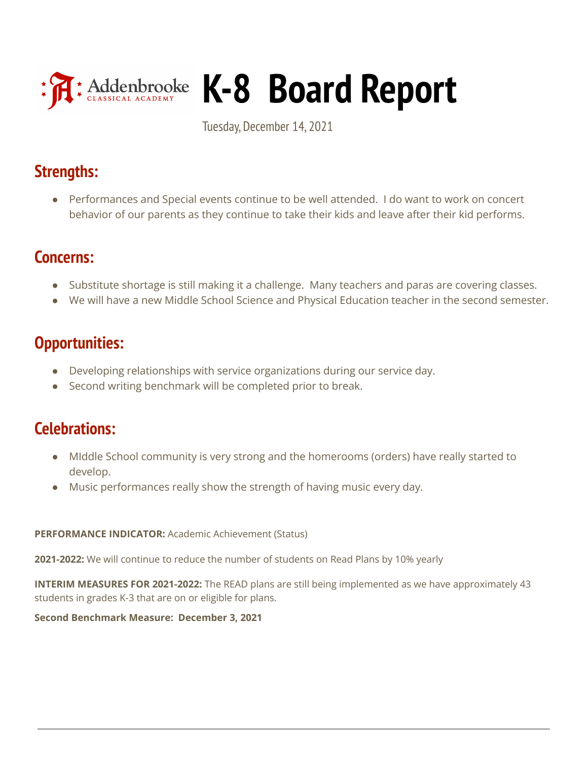# Addenbrooke Classical Academy K-8 Board Report

Tuesday, December 14, 2021

## Strengths:

- Performances and Special events continue to be well attended. I do want to work on concert behavior of our parents as they continue to take their kids and leave after their kid performs.

## Concerns:

- Substitute shortage is still making it a challenge. Many teachers and paras are covering classes.
- We will have a new Middle School Science and Physical Education teacher in the second semester.

## Opportunities:

- Developing relationships with service organizations during our service day.
- Second writing benchmark will be completed prior to break.

## Celebrations:

- MIddle School community is very strong and the homerooms (orders) have really started to develop.
- Music performances really show the strength of having music every day.

**PERFORMANCE INDICATOR:** Academic Achievement (Status)

**2021-2022:** We will continue to reduce the number of students on Read Plans by 10% yearly

**INTERIM MEASURES FOR 2021-2022:** The READ plans are still being implemented as we have approximately 43 students in grades K-3 that are on or eligible for plans.

**Second Benchmark Measure: December 3, 2021**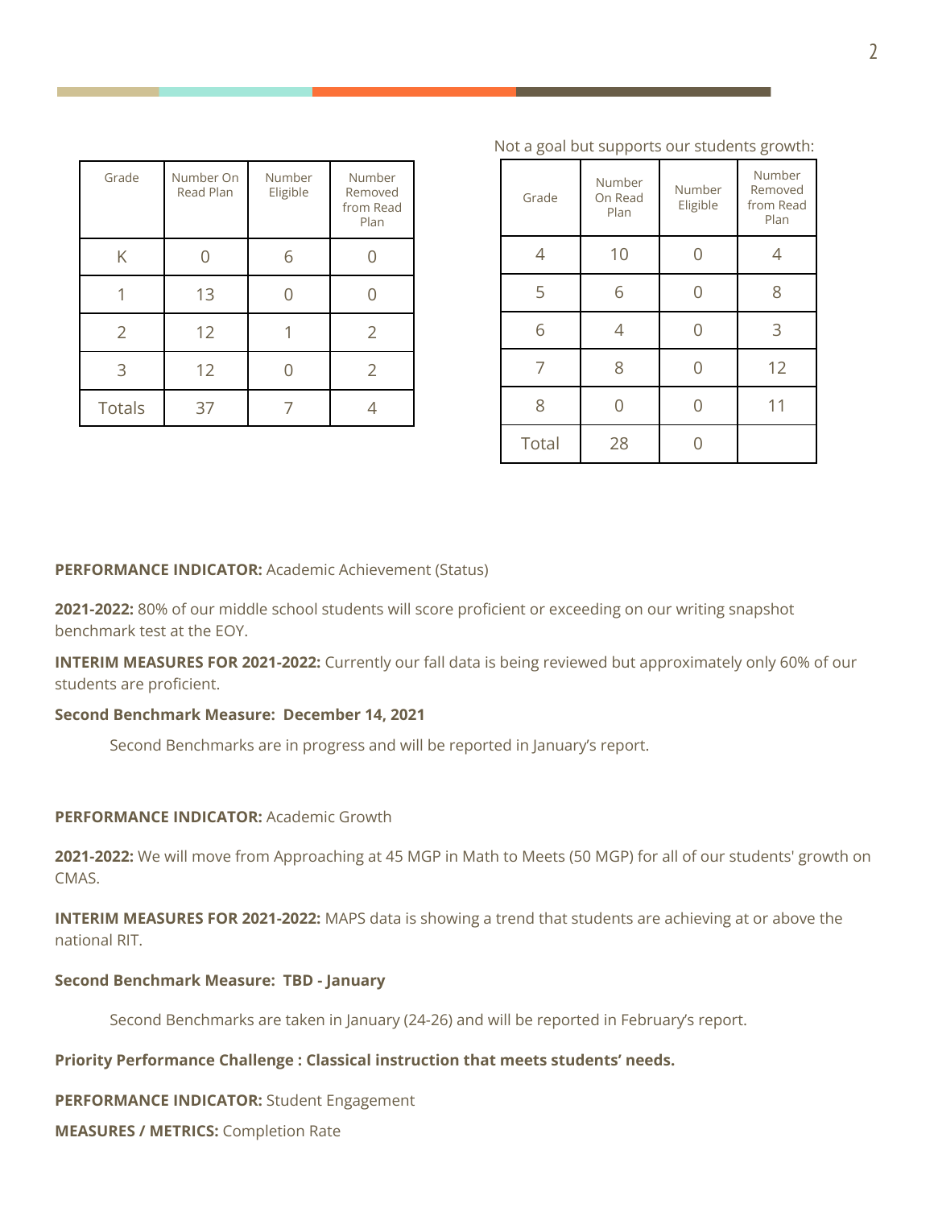| Grade | Number On Read Plan | Number Eligible | Number Removed from Read Plan |
|---|---|---|---|
| K | 0 | 6 | 0 |
| 1 | 13 | 0 | 0 |
| 2 | 12 | 1 | 2 |
| 3 | 12 | 0 | 2 |
| Totals | 37 | 7 | 4 |

Not a goal but supports our students growth:

| Grade | Number On Read Plan | Number Eligible | Number Removed from Read Plan |
|---|---|---|---|
| 4 | 10 | 0 | 4 |
| 5 | 6 | 0 | 8 |
| 6 | 4 | 0 | 3 |
| 7 | 8 | 0 | 12 |
| 8 | 0 | 0 | 11 |
| Total | 28 | 0 | |

**PERFORMANCE INDICATOR:** Academic Achievement (Status)

**2021-2022:** 80% of our middle school students will score proficient or exceeding on our writing snapshot benchmark test at the EOY.

**INTERIM MEASURES FOR 2021-2022:** Currently our fall data is being reviewed but approximately only 60% of our students are proficient.

**Second Benchmark Measure: December 14, 2021**

Second Benchmarks are in progress and will be reported in January's report.

**PERFORMANCE INDICATOR:** Academic Growth

**2021-2022:** We will move from Approaching at 45 MGP in Math to Meets (50 MGP) for all of our students' growth on CMAS.

**INTERIM MEASURES FOR 2021-2022:** MAPS data is showing a trend that students are achieving at or above the national RIT.

**Second Benchmark Measure: TBD - January**

Second Benchmarks are taken in January (24-26) and will be reported in February's report.

**Priority Performance Challenge : Classical instruction that meets students' needs.**

**PERFORMANCE INDICATOR:** Student Engagement

**MEASURES / METRICS:** Completion Rate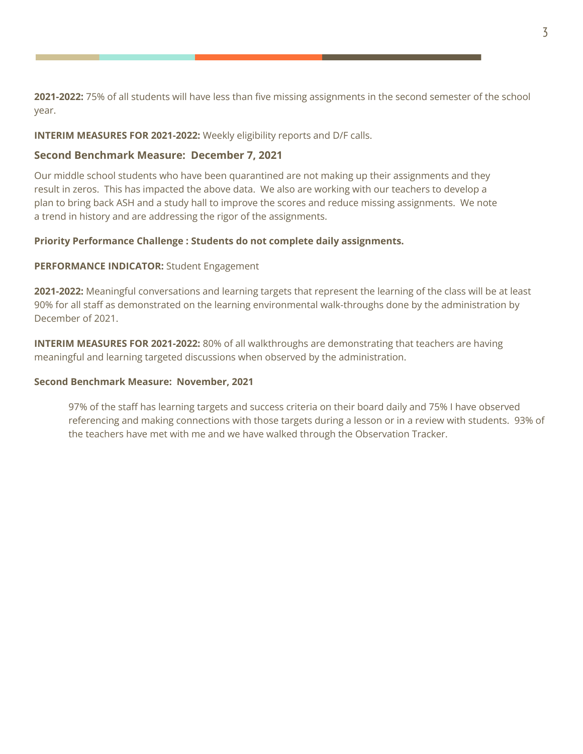**2021-2022:** 75% of all students will have less than five missing assignments in the second semester of the school year.

**INTERIM MEASURES FOR 2021-2022:** Weekly eligibility reports and D/F calls.

### Second Benchmark Measure: December 7, 2021

Our middle school students who have been quarantined are not making up their assignments and they result in zeros. This has impacted the above data. We also are working with our teachers to develop a plan to bring back ASH and a study hall to improve the scores and reduce missing assignments. We note a trend in history and are addressing the rigor of the assignments.

**Priority Performance Challenge : Students do not complete daily assignments.**

**PERFORMANCE INDICATOR:** Student Engagement

**2021-2022:** Meaningful conversations and learning targets that represent the learning of the class will be at least 90% for all staff as demonstrated on the learning environmental walk-throughs done by the administration by December of 2021.

**INTERIM MEASURES FOR 2021-2022:** 80% of all walkthroughs are demonstrating that teachers are having meaningful and learning targeted discussions when observed by the administration.

**Second Benchmark Measure: November, 2021**

> 97% of the staff has learning targets and success criteria on their board daily and 75% I have observed referencing and making connections with those targets during a lesson or in a review with students. 93% of the teachers have met with me and we have walked through the Observation Tracker.